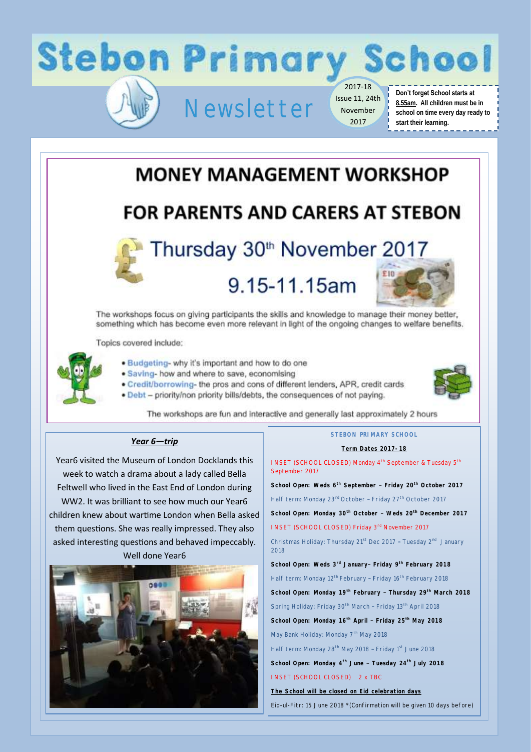# Stebon Primary School

## Newsletter

2017-18
Issue 11, 24th November 2017

**Don't forget School starts at 8.55am. All children must be in school on time every day ready to start their learning.**

## MONEY MANAGEMENT WORKSHOP

## FOR PARENTS AND CARERS AT STEBON

### Thursday 30th November 2017

### 9.15-11.15am

The workshops focus on giving participants the skills and knowledge to manage their money better, something which has become even more relevant in light of the ongoing changes to welfare benefits.

Topics covered include:

- **Budgeting**- why it's important and how to do one
- **Saving**- how and where to save, economising
- **Credit/borrowing**- the pros and cons of different lenders, APR, credit cards
- **Debt** – priority/non priority bills/debts, the consequences of not paying.

The workshops are fun and interactive and generally last approximately 2 hours

### ***Year 6—trip***

Year6 visited the Museum of London Docklands this week to watch a drama about a lady called Bella Feltwell who lived in the East End of London during WW2. It was brilliant to see how much our Year6 children knew about wartime London when Bella asked them questions. She was really impressed. They also asked interesting questions and behaved impeccably. Well done Year6

### STEBON PRIMARY SCHOOL

**Term Dates 2017-18**

INSET (SCHOOL CLOSED) Monday 4th September & Tuesday 5th September 2017

**School Open: Weds 6th September – Friday 20th October 2017**

Half term: Monday 23rd October – Friday 27th October 2017

**School Open: Monday 30th October – Weds 20th December 2017**

INSET (SCHOOL CLOSED) Friday 3rd November 2017

Christmas Holiday: Thursday 21st Dec 2017 – Tuesday 2nd January 2018

**School Open: Weds 3rd January– Friday 9th February 2018**

Half term: Monday 12th February – Friday 16th February 2018

**School Open: Monday 19th February – Thursday 29th March 2018**

Spring Holiday: Friday 30th March – Friday 13th April 2018

**School Open: Monday 16th April – Friday 25th May 2018**

May Bank Holiday: Monday 7th May 2018

Half term: Monday 28th May 2018 – Friday 1st June 2018

**School Open: Monday 4th June – Tuesday 24th July 2018**

INSET (SCHOOL CLOSED) 2 x TBC

**The School will be closed on Eid celebration days**

Eid-ul-Fitr: 15 June 2018 *(Confirmation will be given 10 days before)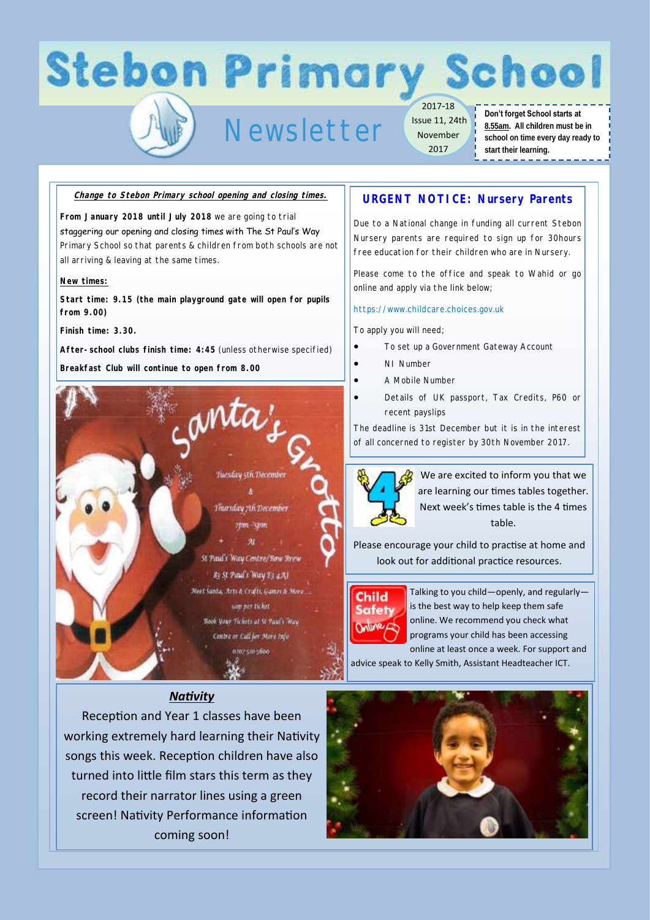# Stebon Primary School

## Newsletter

2017-18 Issue 11, 24th November 2017

**Don't forget School starts at 8.55am. All children must be in school on time every day ready to start their learning.**

***Change to Stebon Primary school opening and closing times.***

**From January 2018 until July 2018** we are going to trial staggering our opening and closing times with The St Paul's Way Primary School so that parents & children from both schools are not all arriving & leaving at the same times.

**New times:**

**Start time: 9.15 (the main playground gate will open for pupils from 9.00)**

**Finish time: 3.30.**

**After-school clubs finish time: 4:45** (unless otherwise specified)

**Breakfast Club will continue to open from 8.00**

Santa's Grotto

Tuesday 5th December & Thursday 7th December

3pm - 5pm

At

St Paul's Way Centre/Bow Brew

83 St Paul's Way E3 4AJ

Meet Santa, Arts & Crafts, Games & More...

£4 per ticket

Book Your Tickets at St Paul's Way Centre or Call for More Info

0207 510 5600

## URGENT NOTICE: Nursery Parents

Due to a National change in funding all current Stebon Nursery parents are required to sign up for 30hours free education for their children who are in Nursery.

Please come to the office and speak to Wahid or go online and apply via the link below;

https://www.childcare.choices.gov.uk

To apply you will need;

- To set up a Government Gateway Account
- NI Number
- A Mobile Number
- Details of UK passport, Tax Credits, P60 or recent payslips

The deadline is 31st December but it is in the interest of all concerned to register by 30th November 2017.

We are excited to inform you that we are learning our times tables together. Next week's times table is the 4 times table.

Please encourage your child to practise at home and look out for additional practice resources.

Talking to you child—openly, and regularly—is the best way to help keep them safe online. We recommend you check what programs your child has been accessing online at least once a week. For support and advice speak to Kelly Smith, Assistant Headteacher ICT.

### *Nativity*

Reception and Year 1 classes have been working extremely hard learning their Nativity songs this week. Reception children have also turned into little film stars this term as they record their narrator lines using a green screen! Nativity Performance information coming soon!